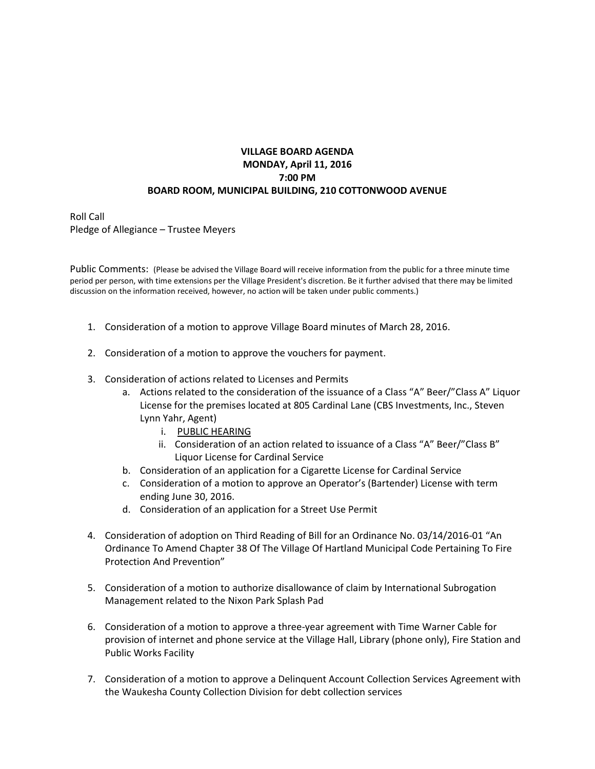# VILLAGE BOARD AGENDA
## MONDAY, April 11, 2016
## 7:00 PM
## BOARD ROOM, MUNICIPAL BUILDING, 210 COTTONWOOD AVENUE

Roll Call
Pledge of Allegiance – Trustee Meyers

Public Comments: (Please be advised the Village Board will receive information from the public for a three minute time period per person, with time extensions per the Village President's discretion. Be it further advised that there may be limited discussion on the information received, however, no action will be taken under public comments.)

1. Consideration of a motion to approve Village Board minutes of March 28, 2016.

2. Consideration of a motion to approve the vouchers for payment.

3. Consideration of actions related to Licenses and Permits
    a. Actions related to the consideration of the issuance of a Class "A" Beer/"Class A" Liquor License for the premises located at 805 Cardinal Lane (CBS Investments, Inc., Steven Lynn Yahr, Agent)
        i. PUBLIC HEARING
        ii. Consideration of an action related to issuance of a Class "A" Beer/"Class B" Liquor License for Cardinal Service
    b. Consideration of an application for a Cigarette License for Cardinal Service
    c. Consideration of a motion to approve an Operator's (Bartender) License with term ending June 30, 2016.
    d. Consideration of an application for a Street Use Permit

4. Consideration of adoption on Third Reading of Bill for an Ordinance No. 03/14/2016-01 "An Ordinance To Amend Chapter 38 Of The Village Of Hartland Municipal Code Pertaining To Fire Protection And Prevention"

5. Consideration of a motion to authorize disallowance of claim by International Subrogation Management related to the Nixon Park Splash Pad

6. Consideration of a motion to approve a three-year agreement with Time Warner Cable for provision of internet and phone service at the Village Hall, Library (phone only), Fire Station and Public Works Facility

7. Consideration of a motion to approve a Delinquent Account Collection Services Agreement with the Waukesha County Collection Division for debt collection services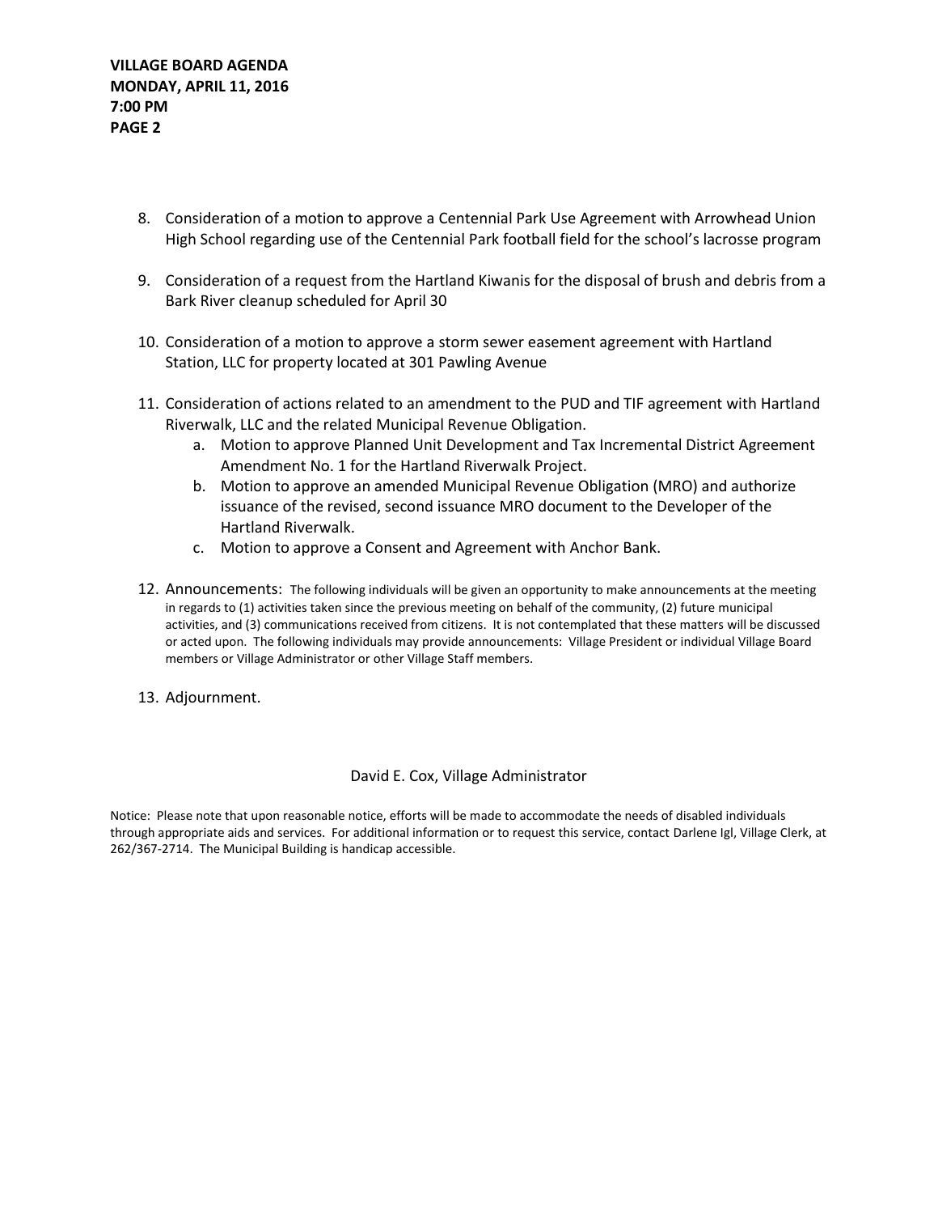8. Consideration of a motion to approve a Centennial Park Use Agreement with Arrowhead Union High School regarding use of the Centennial Park football field for the school's lacrosse program

9. Consideration of a request from the Hartland Kiwanis for the disposal of brush and debris from a Bark River cleanup scheduled for April 30

10. Consideration of a motion to approve a storm sewer easement agreement with Hartland Station, LLC for property located at 301 Pawling Avenue

11. Consideration of actions related to an amendment to the PUD and TIF agreement with Hartland Riverwalk, LLC and the related Municipal Revenue Obligation.
    a. Motion to approve Planned Unit Development and Tax Incremental District Agreement Amendment No. 1 for the Hartland Riverwalk Project.
    b. Motion to approve an amended Municipal Revenue Obligation (MRO) and authorize issuance of the revised, second issuance MRO document to the Developer of the Hartland Riverwalk.
    c. Motion to approve a Consent and Agreement with Anchor Bank.

12. Announcements: The following individuals will be given an opportunity to make announcements at the meeting in regards to (1) activities taken since the previous meeting on behalf of the community, (2) future municipal activities, and (3) communications received from citizens. It is not contemplated that these matters will be discussed or acted upon. The following individuals may provide announcements: Village President or individual Village Board members or Village Administrator or other Village Staff members.

13. Adjournment.

David E. Cox, Village Administrator

Notice: Please note that upon reasonable notice, efforts will be made to accommodate the needs of disabled individuals through appropriate aids and services. For additional information or to request this service, contact Darlene Igl, Village Clerk, at 262/367-2714. The Municipal Building is handicap accessible.